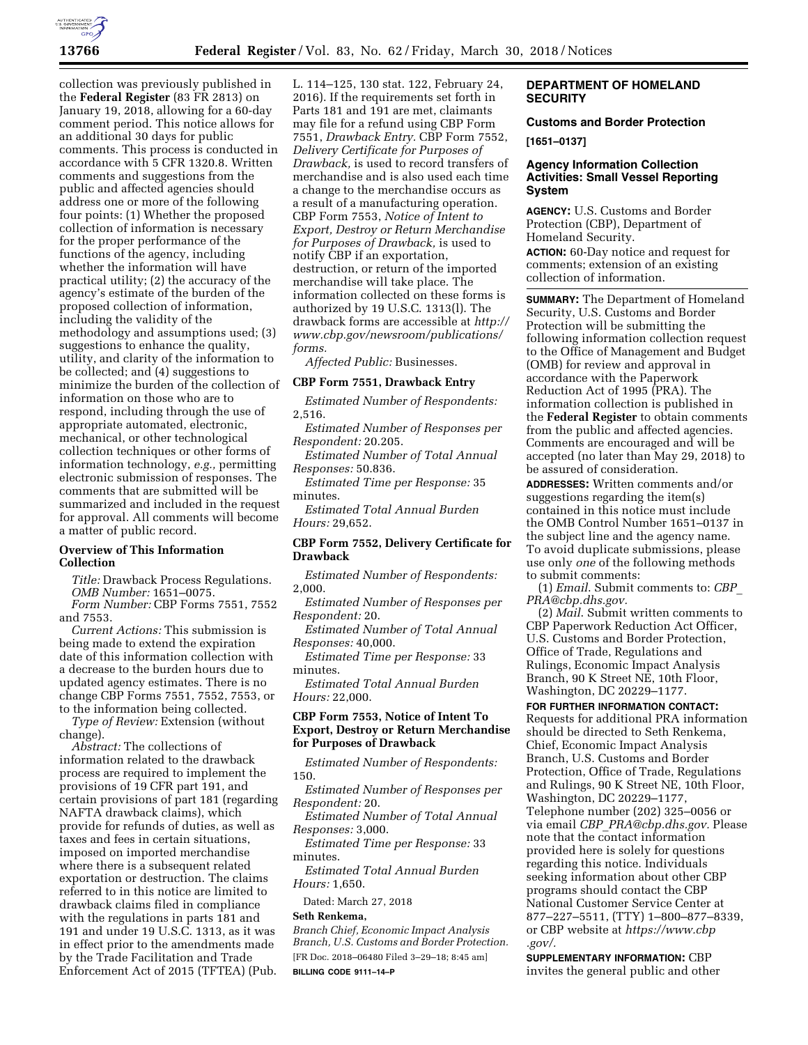collection was previously published in the **Federal Register** (83 FR 2813) on January 19, 2018, allowing for a 60-day comment period. This notice allows for an additional 30 days for public comments. This process is conducted in accordance with 5 CFR 1320.8. Written comments and suggestions from the public and affected agencies should address one or more of the following four points: (1) Whether the proposed collection of information is necessary for the proper performance of the functions of the agency, including whether the information will have practical utility; (2) the accuracy of the agency's estimate of the burden of the proposed collection of information, including the validity of the methodology and assumptions used; (3) suggestions to enhance the quality, utility, and clarity of the information to be collected; and (4) suggestions to minimize the burden of the collection of information on those who are to respond, including through the use of appropriate automated, electronic, mechanical, or other technological collection techniques or other forms of information technology, *e.g.,* permitting electronic submission of responses. The comments that are submitted will be summarized and included in the request for approval. All comments will become a matter of public record.

### Overview of This Information Collection

*Title:* Drawback Process Regulations.

*OMB Number:* 1651–0075.

*Form Number:* CBP Forms 7551, 7552 and 7553.

*Current Actions:* This submission is being made to extend the expiration date of this information collection with a decrease to the burden hours due to updated agency estimates. There is no change CBP Forms 7551, 7552, 7553, or to the information being collected.

*Type of Review:* Extension (without change).

*Abstract:* The collections of information related to the drawback process are required to implement the provisions of 19 CFR part 191, and certain provisions of part 181 (regarding NAFTA drawback claims), which provide for refunds of duties, as well as taxes and fees in certain situations, imposed on imported merchandise where there is a subsequent related exportation or destruction. The claims referred to in this notice are limited to drawback claims filed in compliance with the regulations in parts 181 and 191 and under 19 U.S.C. 1313, as it was in effect prior to the amendments made by the Trade Facilitation and Trade Enforcement Act of 2015 (TFTEA) (Pub. L. 114–125, 130 stat. 122, February 24, 2016). If the requirements set forth in Parts 181 and 191 are met, claimants may file for a refund using CBP Form 7551, *Drawback Entry.* CBP Form 7552, *Delivery Certificate for Purposes of Drawback,* is used to record transfers of merchandise and is also used each time a change to the merchandise occurs as a result of a manufacturing operation. CBP Form 7553, *Notice of Intent to Export, Destroy or Return Merchandise for Purposes of Drawback,* is used to notify CBP if an exportation, destruction, or return of the imported merchandise will take place. The information collected on these forms is authorized by 19 U.S.C. 1313(l). The drawback forms are accessible at *http://www.cbp.gov/newsroom/publications/forms.*

*Affected Public:* Businesses.

### CBP Form 7551, Drawback Entry

*Estimated Number of Respondents:* 2,516.

*Estimated Number of Responses per Respondent:* 20.205.

*Estimated Number of Total Annual Responses:* 50.836.

*Estimated Time per Response:* 35 minutes.

*Estimated Total Annual Burden Hours:* 29,652.

### CBP Form 7552, Delivery Certificate for Drawback

*Estimated Number of Respondents:* 2,000.

*Estimated Number of Responses per Respondent:* 20.

*Estimated Number of Total Annual Responses:* 40,000.

*Estimated Time per Response:* 33 minutes.

*Estimated Total Annual Burden Hours:* 22,000.

### CBP Form 7553, Notice of Intent To Export, Destroy or Return Merchandise for Purposes of Drawback

*Estimated Number of Respondents:* 150.

*Estimated Number of Responses per Respondent:* 20.

*Estimated Number of Total Annual Responses:* 3,000.

*Estimated Time per Response:* 33 minutes.

*Estimated Total Annual Burden Hours:* 1,650.

Dated: March 27, 2018

**Seth Renkema,**

*Branch Chief, Economic Impact Analysis Branch, U.S. Customs and Border Protection.*

[FR Doc. 2018–06480 Filed 3–29–18; 8:45 am]

**BILLING CODE 9111–14–P**

## DEPARTMENT OF HOMELAND SECURITY

### Customs and Border Protection

**[1651–0137]**

### Agency Information Collection Activities: Small Vessel Reporting System

**AGENCY:** U.S. Customs and Border Protection (CBP), Department of Homeland Security.

**ACTION:** 60-Day notice and request for comments; extension of an existing collection of information.

**SUMMARY:** The Department of Homeland Security, U.S. Customs and Border Protection will be submitting the following information collection request to the Office of Management and Budget (OMB) for review and approval in accordance with the Paperwork Reduction Act of 1995 (PRA). The information collection is published in the **Federal Register** to obtain comments from the public and affected agencies. Comments are encouraged and will be accepted (no later than May 29, 2018) to be assured of consideration.

**ADDRESSES:** Written comments and/or suggestions regarding the item(s) contained in this notice must include the OMB Control Number 1651–0137 in the subject line and the agency name. To avoid duplicate submissions, please use only *one* of the following methods to submit comments:

(1) *Email.* Submit comments to: *CBP_PRA@cbp.dhs.gov.*

(2) *Mail.* Submit written comments to CBP Paperwork Reduction Act Officer, U.S. Customs and Border Protection, Office of Trade, Regulations and Rulings, Economic Impact Analysis Branch, 90 K Street NE, 10th Floor, Washington, DC 20229–1177.

**FOR FURTHER INFORMATION CONTACT:** Requests for additional PRA information should be directed to Seth Renkema, Chief, Economic Impact Analysis Branch, U.S. Customs and Border Protection, Office of Trade, Regulations and Rulings, 90 K Street NE, 10th Floor, Washington, DC 20229–1177, Telephone number (202) 325–0056 or via email *CBP_PRA@cbp.dhs.gov.* Please note that the contact information provided here is solely for questions regarding this notice. Individuals seeking information about other CBP programs should contact the CBP National Customer Service Center at 877–227–5511, (TTY) 1–800–877–8339, or CBP website at *https://www.cbp.gov/.*

**SUPPLEMENTARY INFORMATION:** CBP invites the general public and other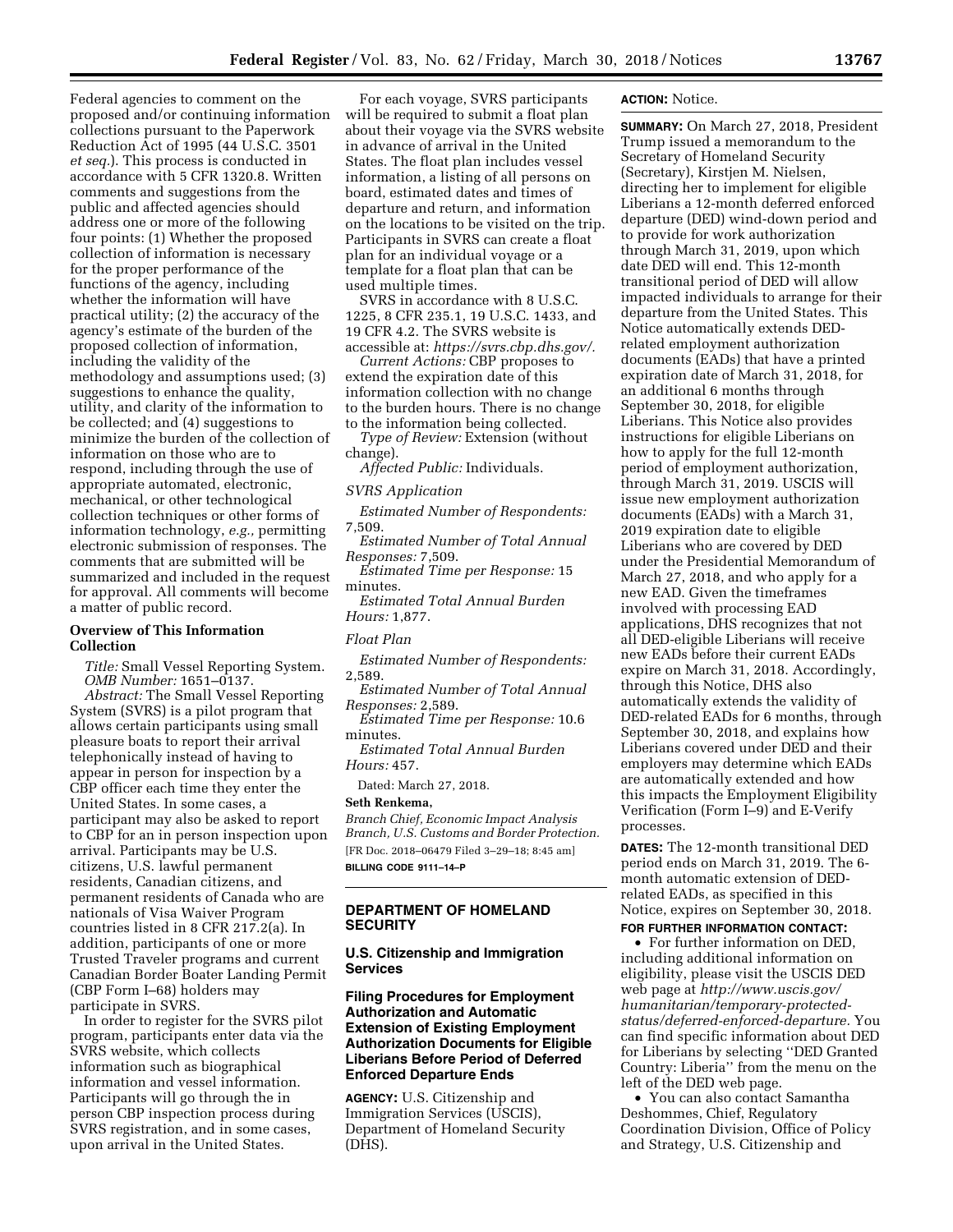Federal agencies to comment on the proposed and/or continuing information collections pursuant to the Paperwork Reduction Act of 1995 (44 U.S.C. 3501 *et seq.*). This process is conducted in accordance with 5 CFR 1320.8. Written comments and suggestions from the public and affected agencies should address one or more of the following four points: (1) Whether the proposed collection of information is necessary for the proper performance of the functions of the agency, including whether the information will have practical utility; (2) the accuracy of the agency's estimate of the burden of the proposed collection of information, including the validity of the methodology and assumptions used; (3) suggestions to enhance the quality, utility, and clarity of the information to be collected; and (4) suggestions to minimize the burden of the collection of information on those who are to respond, including through the use of appropriate automated, electronic, mechanical, or other technological collection techniques or other forms of information technology, *e.g.,* permitting electronic submission of responses. The comments that are submitted will be summarized and included in the request for approval. All comments will become a matter of public record.

**Overview of This Information Collection**

*Title:* Small Vessel Reporting System.

*OMB Number:* 1651–0137.

*Abstract:* The Small Vessel Reporting System (SVRS) is a pilot program that allows certain participants using small pleasure boats to report their arrival telephonically instead of having to appear in person for inspection by a CBP officer each time they enter the United States. In some cases, a participant may also be asked to report to CBP for an in person inspection upon arrival. Participants may be U.S. citizens, U.S. lawful permanent residents, Canadian citizens, and permanent residents of Canada who are nationals of Visa Waiver Program countries listed in 8 CFR 217.2(a). In addition, participants of one or more Trusted Traveler programs and current Canadian Border Boater Landing Permit (CBP Form I–68) holders may participate in SVRS.

In order to register for the SVRS pilot program, participants enter data via the SVRS website, which collects information such as biographical information and vessel information. Participants will go through the in person CBP inspection process during SVRS registration, and in some cases, upon arrival in the United States.

For each voyage, SVRS participants will be required to submit a float plan about their voyage via the SVRS website in advance of arrival in the United States. The float plan includes vessel information, a listing of all persons on board, estimated dates and times of departure and return, and information on the locations to be visited on the trip. Participants in SVRS can create a float plan for an individual voyage or a template for a float plan that can be used multiple times.

SVRS in accordance with 8 U.S.C. 1225, 8 CFR 235.1, 19 U.S.C. 1433, and 19 CFR 4.2. The SVRS website is accessible at: *https://svrs.cbp.dhs.gov/.*

*Current Actions:* CBP proposes to extend the expiration date of this information collection with no change to the burden hours. There is no change to the information being collected.

*Type of Review:* Extension (without change).

*Affected Public:* Individuals.

*SVRS Application*

*Estimated Number of Respondents:* 7,509.

*Estimated Number of Total Annual Responses:* 7,509.

*Estimated Time per Response:* 15 minutes.

*Estimated Total Annual Burden Hours:* 1,877.

*Float Plan*

*Estimated Number of Respondents:* 2,589.

*Estimated Number of Total Annual Responses:* 2,589.

*Estimated Time per Response:* 10.6 minutes.

*Estimated Total Annual Burden Hours:* 457.

Dated: March 27, 2018.

**Seth Renkema,**

*Branch Chief, Economic Impact Analysis Branch, U.S. Customs and Border Protection.*

[FR Doc. 2018–06479 Filed 3–29–18; 8:45 am]

**BILLING CODE 9111–14–P**

## DEPARTMENT OF HOMELAND SECURITY

### U.S. Citizenship and Immigration Services

### Filing Procedures for Employment Authorization and Automatic Extension of Existing Employment Authorization Documents for Eligible Liberians Before Period of Deferred Enforced Departure Ends

**AGENCY:** U.S. Citizenship and Immigration Services (USCIS), Department of Homeland Security (DHS).

**ACTION:** Notice.

**SUMMARY:** On March 27, 2018, President Trump issued a memorandum to the Secretary of Homeland Security (Secretary), Kirstjen M. Nielsen, directing her to implement for eligible Liberians a 12-month deferred enforced departure (DED) wind-down period and to provide for work authorization through March 31, 2019, upon which date DED will end. This 12-month transitional period of DED will allow impacted individuals to arrange for their departure from the United States. This Notice automatically extends DED-related employment authorization documents (EADs) that have a printed expiration date of March 31, 2018, for an additional 6 months through September 30, 2018, for eligible Liberians. This Notice also provides instructions for eligible Liberians on how to apply for the full 12-month period of employment authorization, through March 31, 2019. USCIS will issue new employment authorization documents (EADs) with a March 31, 2019 expiration date to eligible Liberians who are covered by DED under the Presidential Memorandum of March 27, 2018, and who apply for a new EAD. Given the timeframes involved with processing EAD applications, DHS recognizes that not all DED-eligible Liberians will receive new EADs before their current EADs expire on March 31, 2018. Accordingly, through this Notice, DHS also automatically extends the validity of DED-related EADs for 6 months, through September 30, 2018, and explains how Liberians covered under DED and their employers may determine which EADs are automatically extended and how this impacts the Employment Eligibility Verification (Form I–9) and E-Verify processes.

**DATES:** The 12-month transitional DED period ends on March 31, 2019. The 6-month automatic extension of DED-related EADs, as specified in this Notice, expires on September 30, 2018.

**FOR FURTHER INFORMATION CONTACT:**

- For further information on DED, including additional information on eligibility, please visit the USCIS DED web page at *http://www.uscis.gov/humanitarian/temporary-protected-status/deferred-enforced-departure.* You can find specific information about DED for Liberians by selecting ''DED Granted Country: Liberia'' from the menu on the left of the DED web page.
- You can also contact Samantha Deshommes, Chief, Regulatory Coordination Division, Office of Policy and Strategy, U.S. Citizenship and